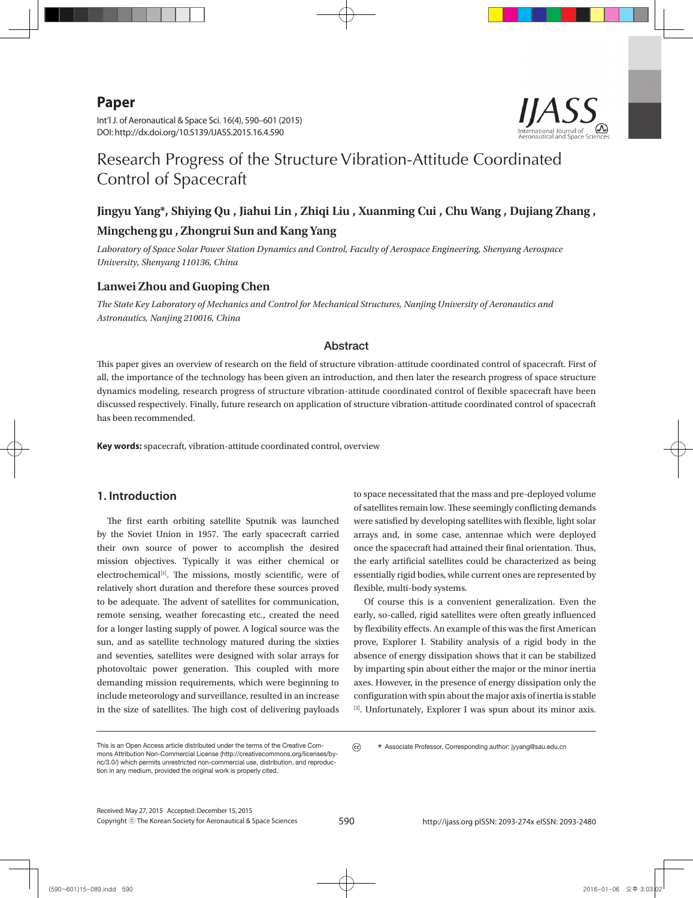Paper

Int'l J. of Aeronautical & Space Sci. 16(4), 590–601 (2015)
DOI: http://dx.doi.org/10.5139/IJASS.2015.16.4.590

# Research Progress of the Structure Vibration-Attitude Coordinated Control of Spacecraft

**Jingyu Yang*, Shiying Qu , Jiahui Lin , Zhiqi Liu , Xuanming Cui , Chu Wang , Dujiang Zhang , Mingcheng gu , Zhongrui Sun and Kang Yang**

*Laboratory of Space Solar Power Station Dynamics and Control, Faculty of Aerospace Engineering, Shenyang Aerospace University, Shenyang 110136, China*

**Lanwei Zhou and Guoping Chen**

*The State Key Laboratory of Mechanics and Control for Mechanical Structures, Nanjing University of Aeronautics and Astronautics, Nanjing 210016, China*

## Abstract

This paper gives an overview of research on the field of structure vibration-attitude coordinated control of spacecraft. First of all, the importance of the technology has been given an introduction, and then later the research progress of space structure dynamics modeling, research progress of structure vibration-attitude coordinated control of flexible spacecraft have been discussed respectively. Finally, future research on application of structure vibration-attitude coordinated control of spacecraft has been recommended.

**Key words:** spacecraft, vibration-attitude coordinated control, overview

## 1. Introduction

The first earth orbiting satellite Sputnik was launched by the Soviet Union in 1957. The early spacecraft carried their own source of power to accomplish the desired mission objectives. Typically it was either chemical or electrochemical[1]. The missions, mostly scientific, were of relatively short duration and therefore these sources proved to be adequate. The advent of satellites for communication, remote sensing, weather forecasting etc., created the need for a longer lasting supply of power. A logical source was the sun, and as satellite technology matured during the sixties and seventies, satellites were designed with solar arrays for photovoltaic power generation. This coupled with more demanding mission requirements, which were beginning to include meteorology and surveillance, resulted in an increase in the size of satellites. The high cost of delivering payloads to space necessitated that the mass and pre-deployed volume of satellites remain low. These seemingly conflicting demands were satisfied by developing satellites with flexible, light solar arrays and, in some case, antennae which were deployed once the spacecraft had attained their final orientation. Thus, the early artificial satellites could be characterized as being essentially rigid bodies, while current ones are represented by flexible, multi-body systems.

Of course this is a convenient generalization. Even the early, so-called, rigid satellites were often greatly influenced by flexibility effects. An example of this was the first American prove, Explorer I. Stability analysis of a rigid body in the absence of energy dissipation shows that it can be stabilized by imparting spin about either the major or the minor inertia axes. However, in the presence of energy dissipation only the configuration with spin about the major axis of inertia is stable [2]. Unfortunately, Explorer I was spun about its minor axis.

This is an Open Access article distributed under the terms of the Creative Commons Attribution Non-Commercial License (http://creativecommons.org/licenses/by-nc/3.0/) which permits unrestricted non-commercial use, distribution, and reproduction in any medium, provided the original work is properly cited.

\* Associate Professor, Corresponding author: jyyang@sau.edu.cn

Received: May 27, 2015 Accepted: December 15, 2015
Copyright ⓒ The Korean Society for Aeronautical & Space Sciences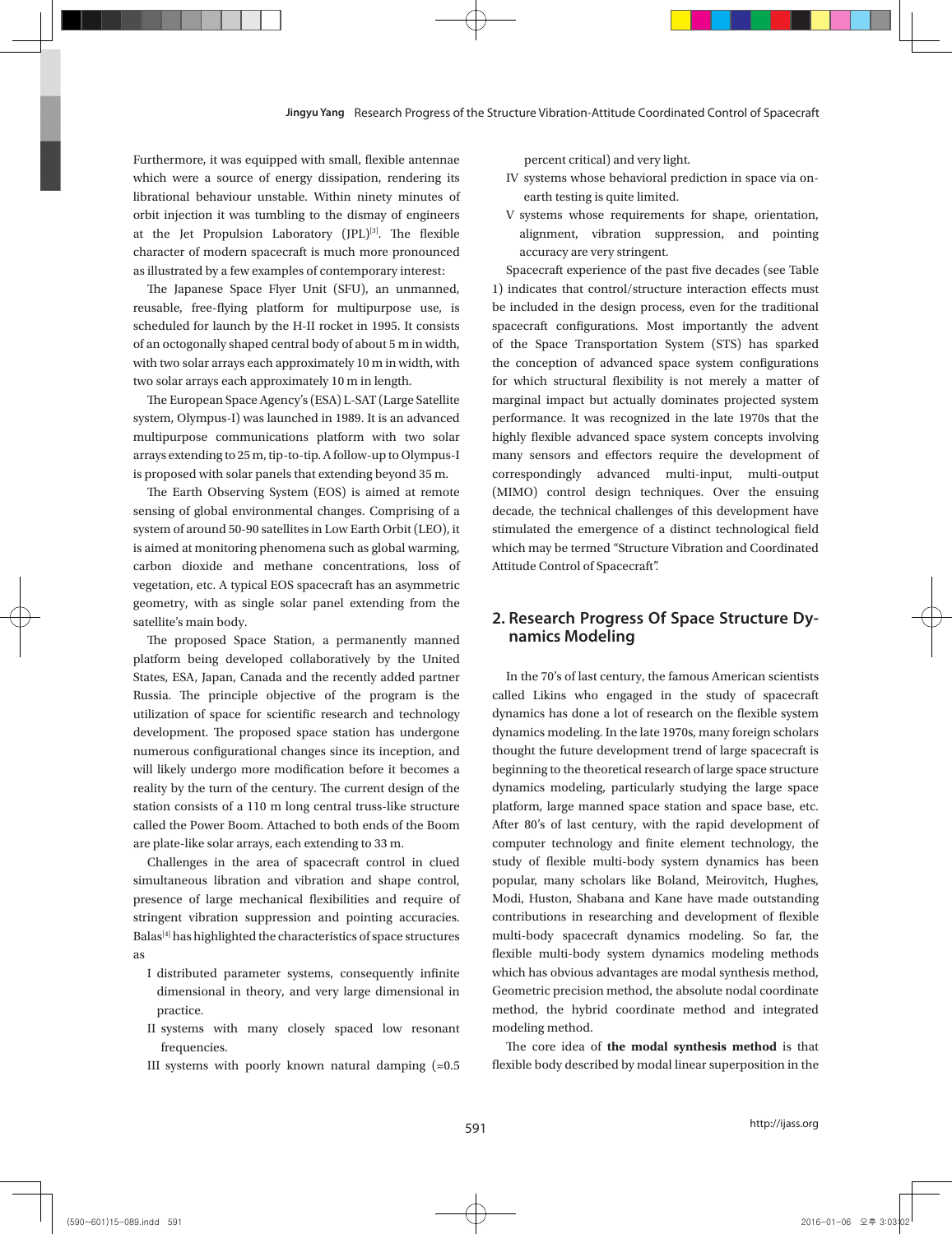Furthermore, it was equipped with small, flexible antennae which were a source of energy dissipation, rendering its librational behaviour unstable. Within ninety minutes of orbit injection it was tumbling to the dismay of engineers at the Jet Propulsion Laboratory (JPL)[3]. The flexible character of modern spacecraft is much more pronounced as illustrated by a few examples of contemporary interest:

The Japanese Space Flyer Unit (SFU), an unmanned, reusable, free-flying platform for multipurpose use, is scheduled for launch by the H-II rocket in 1995. It consists of an octogonally shaped central body of about 5 m in width, with two solar arrays each approximately 10 m in width, with two solar arrays each approximately 10 m in length.

The European Space Agency's (ESA) L-SAT (Large Satellite system, Olympus-I) was launched in 1989. It is an advanced multipurpose communications platform with two solar arrays extending to 25 m, tip-to-tip. A follow-up to Olympus-I is proposed with solar panels that extending beyond 35 m.

The Earth Observing System (EOS) is aimed at remote sensing of global environmental changes. Comprising of a system of around 50-90 satellites in Low Earth Orbit (LEO), it is aimed at monitoring phenomena such as global warming, carbon dioxide and methane concentrations, loss of vegetation, etc. A typical EOS spacecraft has an asymmetric geometry, with as single solar panel extending from the satellite's main body.

The proposed Space Station, a permanently manned platform being developed collaboratively by the United States, ESA, Japan, Canada and the recently added partner Russia. The principle objective of the program is the utilization of space for scientific research and technology development. The proposed space station has undergone numerous configurational changes since its inception, and will likely undergo more modification before it becomes a reality by the turn of the century. The current design of the station consists of a 110 m long central truss-like structure called the Power Boom. Attached to both ends of the Boom are plate-like solar arrays, each extending to 33 m.

Challenges in the area of spacecraft control in clued simultaneous libration and vibration and shape control, presence of large mechanical flexibilities and require of stringent vibration suppression and pointing accuracies. Balas[4] has highlighted the characteristics of space structures as

- I distributed parameter systems, consequently infinite dimensional in theory, and very large dimensional in practice.
- II systems with many closely spaced low resonant frequencies.
- III systems with poorly known natural damping (≈0.5 percent critical) and very light.
- IV systems whose behavioral prediction in space via on-earth testing is quite limited.
- V systems whose requirements for shape, orientation, alignment, vibration suppression, and pointing accuracy are very stringent.

Spacecraft experience of the past five decades (see Table 1) indicates that control/structure interaction effects must be included in the design process, even for the traditional spacecraft configurations. Most importantly the advent of the Space Transportation System (STS) has sparked the conception of advanced space system configurations for which structural flexibility is not merely a matter of marginal impact but actually dominates projected system performance. It was recognized in the late 1970s that the highly flexible advanced space system concepts involving many sensors and effectors require the development of correspondingly advanced multi-input, multi-output (MIMO) control design techniques. Over the ensuing decade, the technical challenges of this development have stimulated the emergence of a distinct technological field which may be termed "Structure Vibration and Coordinated Attitude Control of Spacecraft".

## 2. Research Progress Of Space Structure Dynamics Modeling

In the 70's of last century, the famous American scientists called Likins who engaged in the study of spacecraft dynamics has done a lot of research on the flexible system dynamics modeling. In the late 1970s, many foreign scholars thought the future development trend of large spacecraft is beginning to the theoretical research of large space structure dynamics modeling, particularly studying the large space platform, large manned space station and space base, etc. After 80's of last century, with the rapid development of computer technology and finite element technology, the study of flexible multi-body system dynamics has been popular, many scholars like Boland, Meirovitch, Hughes, Modi, Huston, Shabana and Kane have made outstanding contributions in researching and development of flexible multi-body spacecraft dynamics modeling. So far, the flexible multi-body system dynamics modeling methods which has obvious advantages are modal synthesis method, Geometric precision method, the absolute nodal coordinate method, the hybrid coordinate method and integrated modeling method.

The core idea of **the modal synthesis method** is that flexible body described by modal linear superposition in the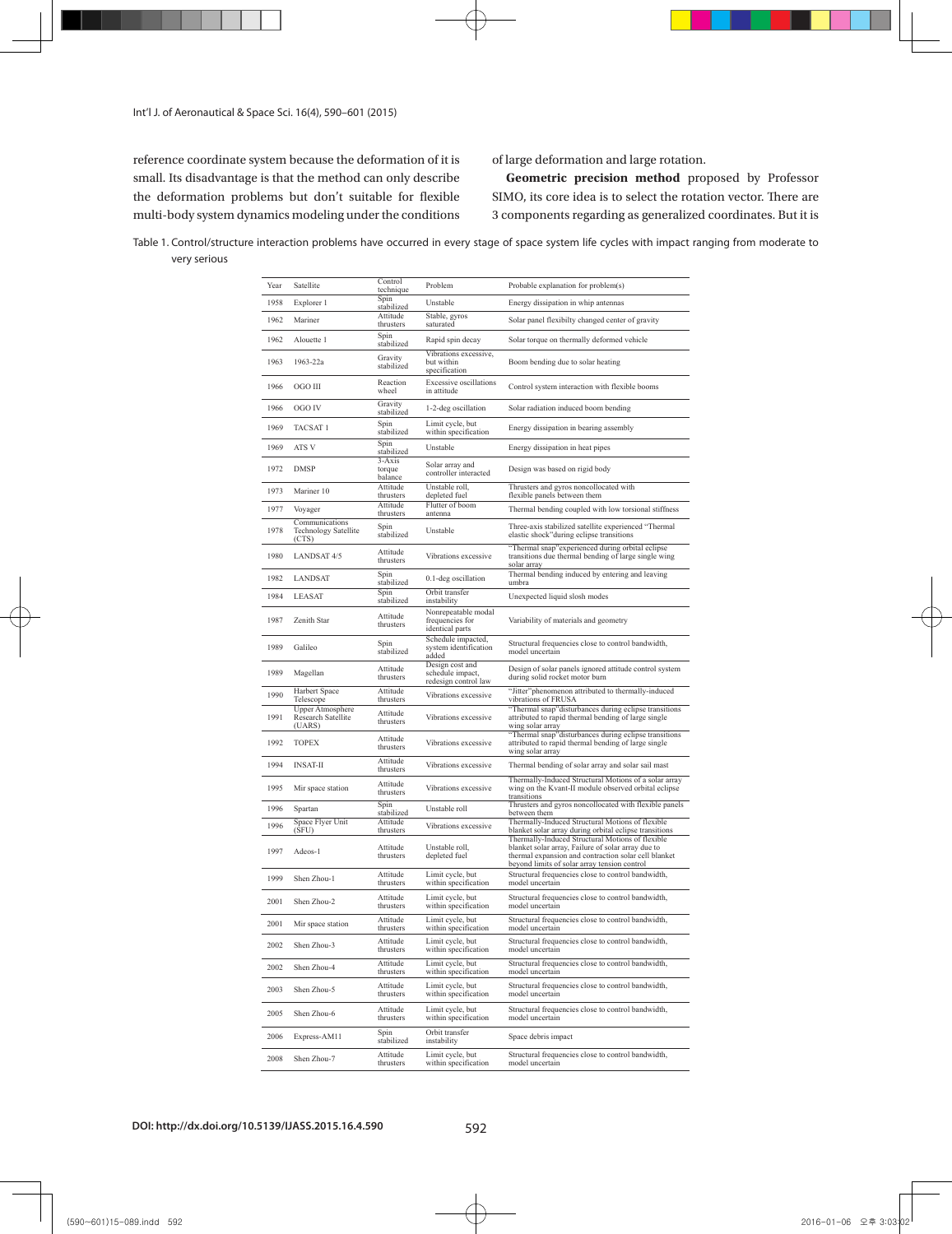reference coordinate system because the deformation of it is small. Its disadvantage is that the method can only describe the deformation problems but don't suitable for flexible multi-body system dynamics modeling under the conditions of large deformation and large rotation.

**Geometric precision method** proposed by Professor SIMO, its core idea is to select the rotation vector. There are 3 components regarding as generalized coordinates. But it is

Table 1. Control/structure interaction problems have occurred in every stage of space system life cycles with impact ranging from moderate to very serious

| Year | Satellite | Control technique | Problem | Probable explanation for problem(s) |
|---|---|---|---|---|
| 1958 | Explorer 1 | Spin stabilized | Unstable | Energy dissipation in whip antennas |
| 1962 | Mariner | Attitude thrusters | Stable, gyros saturated | Solar panel flexibilty changed center of gravity |
| 1962 | Alouette 1 | Spin stabilized | Rapid spin decay | Solar torque on thermally deformed vehicle |
| 1963 | 1963-22a | Gravity stabilized | Vibrations excessive, but within specification | Boom bending due to solar heating |
| 1966 | OGO III | Reaction wheel | Excessive oscillations in attitude | Control system interaction with flexible booms |
| 1966 | OGO IV | Gravity stabilized | 1-2-deg oscillation | Solar radiation induced boom bending |
| 1969 | TACSAT 1 | Spin stabilized | Limit cycle, but within specification | Energy dissipation in bearing assembly |
| 1969 | ATS V | Spin stabilized | Unstable | Energy dissipation in heat pipes |
| 1972 | DMSP | 3-Axis torque balance | Solar array and controller interacted | Design was based on rigid body |
| 1973 | Mariner 10 | Attitude thrusters | Unstable roll, depleted fuel | Thrusters and gyros noncollocated with flexible panels between them |
| 1977 | Voyager | Attitude thrusters | Flutter of boom antenna | Thermal bending coupled with low torsional stiffness |
| 1978 | Communications Technology Satellite (CTS) | Spin stabilized | Unstable | Three-axis stabilized satellite experienced "Thermal elastic shock"during eclipse transitions |
| 1980 | LANDSAT 4/5 | Attitude thrusters | Vibrations excessive | "Thermal snap"experienced during orbital eclipse transitions due thermal bending of large single wing solar array |
| 1982 | LANDSAT | Spin stabilized | 0.1-deg oscillation | Thermal bending induced by entering and leaving umbra |
| 1984 | LEASAT | Spin stabilized | Orbit transfer instability | Unexpected liquid slosh modes |
| 1987 | Zenith Star | Attitude thrusters | Nonrepeatable modal frequencies for identical parts | Variability of materials and geometry |
| 1989 | Galileo | Spin stabilized | Schedule impacted, system identification added | Structural frequencies close to control bandwidth, model uncertain |
| 1989 | Magellan | Attitude thrusters | Design cost and schedule impact, redesign control law | Design of solar panels ignored attitude control system during solid rocket motor burn |
| 1990 | Harbert Space Telescope | Attitude thrusters | Vibrations excessive | "Jitter"phenomenon attributed to thermally-induced vibrations of FRUSA |
| 1991 | Upper Atmosphere Research Satellite (UARS) | Attitude thrusters | Vibrations excessive | "Thermal snap"disturbances during eclipse transitions attributed to rapid thermal bending of large single wing solar array |
| 1992 | TOPEX | Attitude thrusters | Vibrations excessive | "Thermal snap"disturbances during eclipse transitions attributed to rapid thermal bending of large single wing solar array |
| 1994 | INSAT-II | Attitude thrusters | Vibrations excessive | Thermal bending of solar array and solar sail mast |
| 1995 | Mir space station | Attitude thrusters | Vibrations excessive | Thermally-Induced Structural Motions of a solar array wing on the Kvant-II module observed orbital eclipse transitions |
| 1996 | Spartan | Spin stabilized | Unstable roll | Thrusters and gyros noncollocated with flexible panels between them |
| 1996 | Space Flyer Unit (SFU) | Attitude thrusters | Vibrations excessive | Thermally-Induced Structural Motions of flexible blanket solar array during orbital eclipse transitions |
| 1997 | Adeos-1 | Attitude thrusters | Unstable roll, depleted fuel | Thermally-Induced Structural Motions of flexible blanket solar array, Failure of solar array due to thermal expansion and contraction solar cell blanket beyond limits of solar array tension control |
| 1999 | Shen Zhou-1 | Attitude thrusters | Limit cycle, but within specification | Structural frequencies close to control bandwidth, model uncertain |
| 2001 | Shen Zhou-2 | Attitude thrusters | Limit cycle, but within specification | Structural frequencies close to control bandwidth, model uncertain |
| 2001 | Mir space station | Attitude thrusters | Limit cycle, but within specification | Structural frequencies close to control bandwidth, model uncertain |
| 2002 | Shen Zhou-3 | Attitude thrusters | Limit cycle, but within specification | Structural frequencies close to control bandwidth, model uncertain |
| 2002 | Shen Zhou-4 | Attitude thrusters | Limit cycle, but within specification | Structural frequencies close to control bandwidth, model uncertain |
| 2003 | Shen Zhou-5 | Attitude thrusters | Limit cycle, but within specification | Structural frequencies close to control bandwidth, model uncertain |
| 2005 | Shen Zhou-6 | Attitude thrusters | Limit cycle, but within specification | Structural frequencies close to control bandwidth, model uncertain |
| 2006 | Express-AM11 | Spin stabilized | Orbit transfer instability | Space debris impact |
| 2008 | Shen Zhou-7 | Attitude thrusters | Limit cycle, but within specification | Structural frequencies close to control bandwidth, model uncertain |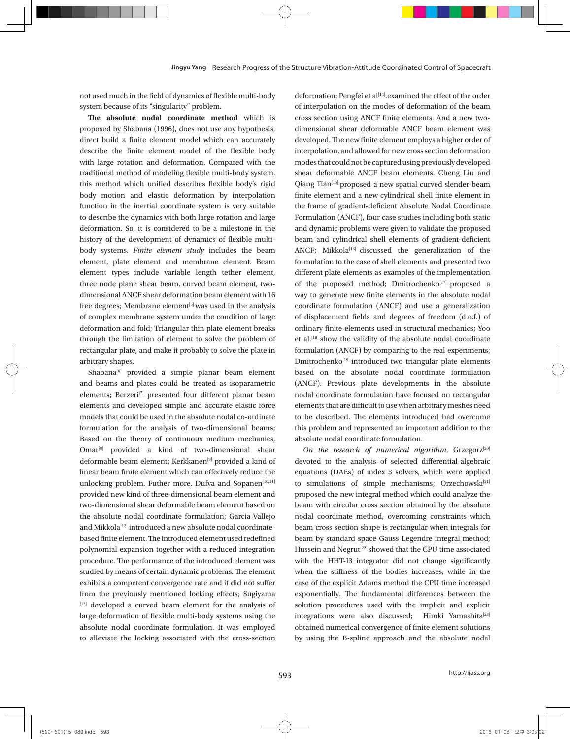not used much in the field of dynamics of flexible multi-body system because of its "singularity" problem.

**The absolute nodal coordinate method** which is proposed by Shabana (1996), does not use any hypothesis, direct build a finite element model which can accurately describe the finite element model of the flexible body with large rotation and deformation. Compared with the traditional method of modeling flexible multi-body system, this method which unified describes flexible body's rigid body motion and elastic deformation by interpolation function in the inertial coordinate system is very suitable to describe the dynamics with both large rotation and large deformation. So, it is considered to be a milestone in the history of the development of dynamics of flexible multi-body systems. *Finite element study* includes the beam element, plate element and membrane element. Beam element types include variable length tether element, three node plane shear beam, curved beam element, two-dimensional ANCF shear deformation beam element with 16 free degrees; Membrane element[5] was used in the analysis of complex membrane system under the condition of large deformation and fold; Triangular thin plate element breaks through the limitation of element to solve the problem of rectangular plate, and make it probably to solve the plate in arbitrary shapes.

Shabana[6] provided a simple planar beam element and beams and plates could be treated as isoparametric elements; Berzeri[7] presented four different planar beam elements and developed simple and accurate elastic force models that could be used in the absolute nodal co-ordinate formulation for the analysis of two-dimensional beams; Based on the theory of continuous medium mechanics, Omar[8] provided a kind of two-dimensional shear deformable beam element; Kerkkanen[9] provided a kind of linear beam finite element which can effectively reduce the unlocking problem. Futher more, Dufva and Sopanen[10,11] provided new kind of three-dimensional beam element and two-dimensional shear deformable beam element based on the absolute nodal coordinate formulation; Garcia-Vallejo and Mikkola[12] introduced a new absolute nodal coordinate-based finite element. The introduced element used redefined polynomial expansion together with a reduced integration procedure. The performance of the introduced element was studied by means of certain dynamic problems. The element exhibits a competent convergence rate and it did not suffer from the previously mentioned locking effects; Sugiyama [13] developed a curved beam element for the analysis of large deformation of flexible multi-body systems using the absolute nodal coordinate formulation. It was employed to alleviate the locking associated with the cross-section deformation; Pengfei et al[14].examined the effect of the order of interpolation on the modes of deformation of the beam cross section using ANCF finite elements. And a new two-dimensional shear deformable ANCF beam element was developed. The new finite element employs a higher order of interpolation, and allowed for new cross section deformation modes that could not be captured using previously developed shear deformable ANCF beam elements. Cheng Liu and Qiang Tian[15] proposed a new spatial curved slender-beam finite element and a new cylindrical shell finite element in the frame of gradient-deficient Absolute Nodal Coordinate Formulation (ANCF), four case studies including both static and dynamic problems were given to validate the proposed beam and cylindrical shell elements of gradient-deficient ANCF; Mikkola[16] discussed the generalization of the formulation to the case of shell elements and presented two different plate elements as examples of the implementation of the proposed method; Dmitrochenko[17] proposed a way to generate new finite elements in the absolute nodal coordinate formulation (ANCF) and use a generalization of displacement fields and degrees of freedom (d.o.f.) of ordinary finite elements used in structural mechanics; Yoo et al.[18] show the validity of the absolute nodal coordinate formulation (ANCF) by comparing to the real experiments; Dmitrochenko[19] introduced two triangular plate elements based on the absolute nodal coordinate formulation (ANCF). Previous plate developments in the absolute nodal coordinate formulation have focused on rectangular elements that are difficult to use when arbitrary meshes need to be described. The elements introduced had overcome this problem and represented an important addition to the absolute nodal coordinate formulation.

*On the research of numerical algorithm*, Grzegorz[20] devoted to the analysis of selected differential-algebraic equations (DAEs) of index 3 solvers, which were applied to simulations of simple mechanisms; Orzechowski[21] proposed the new integral method which could analyze the beam with circular cross section obtained by the absolute nodal coordinate method, overcoming constraints which beam cross section shape is rectangular when integrals for beam by standard space Gauss Legendre integral method; Hussein and Negrut[22] showed that the CPU time associated with the HHT-I3 integrator did not change significantly when the stiffness of the bodies increases, while in the case of the explicit Adams method the CPU time increased exponentially. The fundamental differences between the solution procedures used with the implicit and explicit integrations were also discussed; Hiroki Yamashita[23] obtained numerical convergence of finite element solutions by using the B-spline approach and the absolute nodal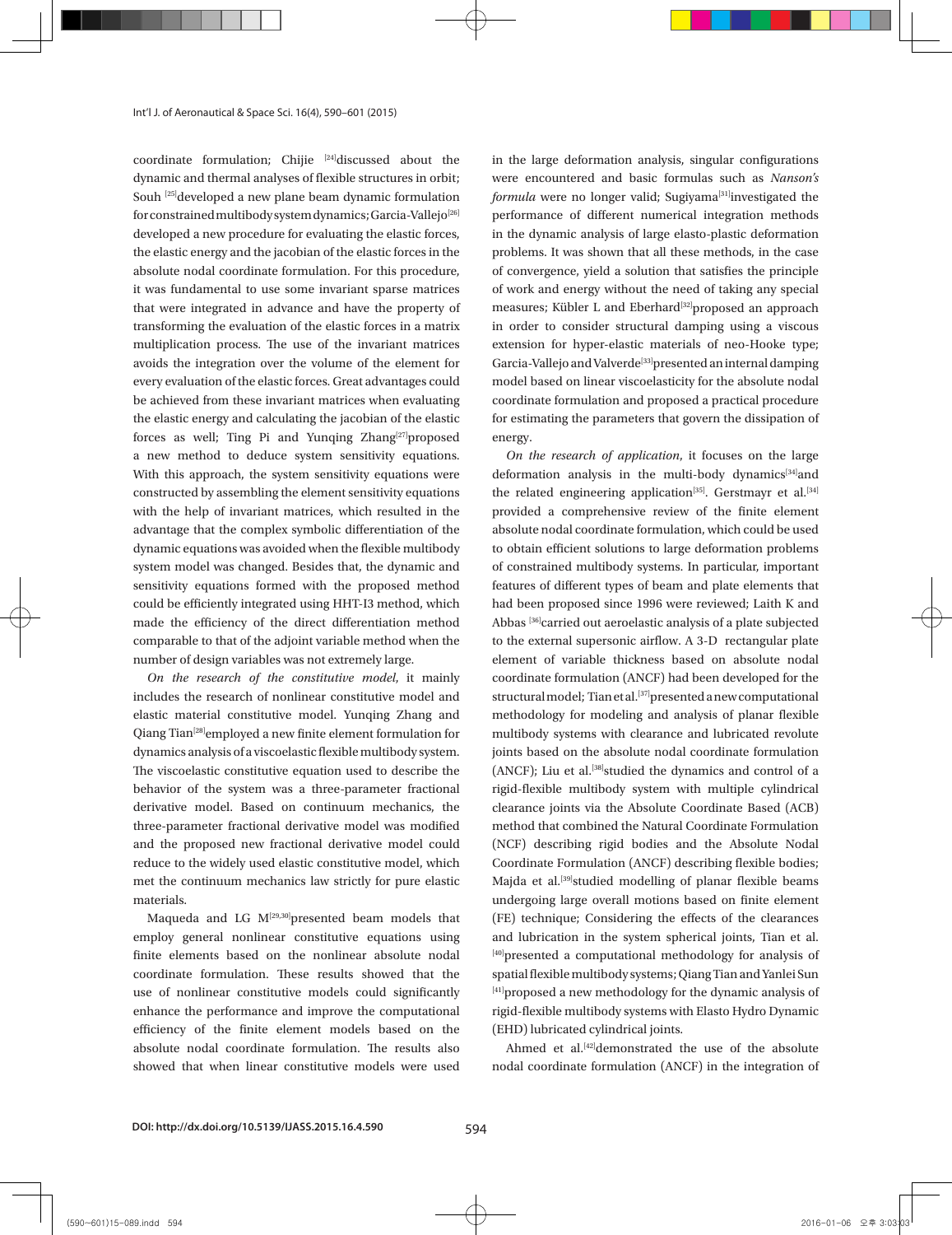coordinate formulation; Chijie [24]discussed about the dynamic and thermal analyses of flexible structures in orbit; Souh [25]developed a new plane beam dynamic formulation for constrained multibody system dynamics; Garcia-Vallejo[26] developed a new procedure for evaluating the elastic forces, the elastic energy and the jacobian of the elastic forces in the absolute nodal coordinate formulation. For this procedure, it was fundamental to use some invariant sparse matrices that were integrated in advance and have the property of transforming the evaluation of the elastic forces in a matrix multiplication process. The use of the invariant matrices avoids the integration over the volume of the element for every evaluation of the elastic forces. Great advantages could be achieved from these invariant matrices when evaluating the elastic energy and calculating the jacobian of the elastic forces as well; Ting Pi and Yunqing Zhang[27]proposed a new method to deduce system sensitivity equations. With this approach, the system sensitivity equations were constructed by assembling the element sensitivity equations with the help of invariant matrices, which resulted in the advantage that the complex symbolic differentiation of the dynamic equations was avoided when the flexible multibody system model was changed. Besides that, the dynamic and sensitivity equations formed with the proposed method could be efficiently integrated using HHT-I3 method, which made the efficiency of the direct differentiation method comparable to that of the adjoint variable method when the number of design variables was not extremely large.

*On the research of the constitutive model*, it mainly includes the research of nonlinear constitutive model and elastic material constitutive model. Yunqing Zhang and Qiang Tian[28]employed a new finite element formulation for dynamics analysis of a viscoelastic flexible multibody system. The viscoelastic constitutive equation used to describe the behavior of the system was a three-parameter fractional derivative model. Based on continuum mechanics, the three-parameter fractional derivative model was modified and the proposed new fractional derivative model could reduce to the widely used elastic constitutive model, which met the continuum mechanics law strictly for pure elastic materials.

Maqueda and LG M[29,30]presented beam models that employ general nonlinear constitutive equations using finite elements based on the nonlinear absolute nodal coordinate formulation. These results showed that the use of nonlinear constitutive models could significantly enhance the performance and improve the computational efficiency of the finite element models based on the absolute nodal coordinate formulation. The results also showed that when linear constitutive models were used in the large deformation analysis, singular configurations were encountered and basic formulas such as *Nanson's formula* were no longer valid; Sugiyama[31]investigated the performance of different numerical integration methods in the dynamic analysis of large elasto-plastic deformation problems. It was shown that all these methods, in the case of convergence, yield a solution that satisfies the principle of work and energy without the need of taking any special measures; Kübler L and Eberhard[32]proposed an approach in order to consider structural damping using a viscous extension for hyper-elastic materials of neo-Hooke type; Garcia-Vallejo and Valverde[33]presented an internal damping model based on linear viscoelasticity for the absolute nodal coordinate formulation and proposed a practical procedure for estimating the parameters that govern the dissipation of energy.

*On the research of application*, it focuses on the large deformation analysis in the multi-body dynamics[34]and the related engineering application[35]. Gerstmayr et al.[34] provided a comprehensive review of the finite element absolute nodal coordinate formulation, which could be used to obtain efficient solutions to large deformation problems of constrained multibody systems. In particular, important features of different types of beam and plate elements that had been proposed since 1996 were reviewed; Laith K and Abbas [36]carried out aeroelastic analysis of a plate subjected to the external supersonic airflow. A 3-D rectangular plate element of variable thickness based on absolute nodal coordinate formulation (ANCF) had been developed for the structural model; Tian et al.[37]presented a new computational methodology for modeling and analysis of planar flexible multibody systems with clearance and lubricated revolute joints based on the absolute nodal coordinate formulation (ANCF); Liu et al.[38]studied the dynamics and control of a rigid-flexible multibody system with multiple cylindrical clearance joints via the Absolute Coordinate Based (ACB) method that combined the Natural Coordinate Formulation (NCF) describing rigid bodies and the Absolute Nodal Coordinate Formulation (ANCF) describing flexible bodies; Majda et al.[39]studied modelling of planar flexible beams undergoing large overall motions based on finite element (FE) technique; Considering the effects of the clearances and lubrication in the system spherical joints, Tian et al. [40]presented a computational methodology for analysis of spatial flexible multibody systems; Qiang Tian and Yanlei Sun [41]proposed a new methodology for the dynamic analysis of rigid-flexible multibody systems with Elasto Hydro Dynamic (EHD) lubricated cylindrical joints.

Ahmed et al.[42]demonstrated the use of the absolute nodal coordinate formulation (ANCF) in the integration of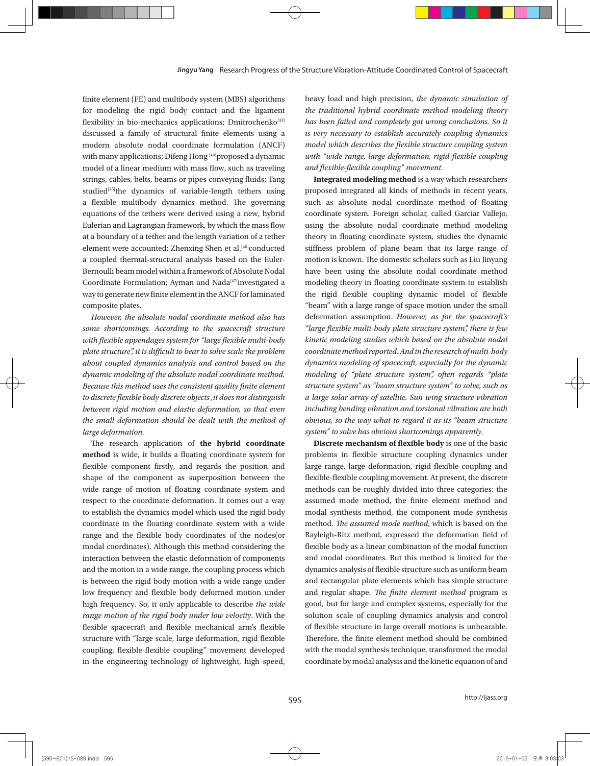finite element (FE) and multibody system (MBS) algorithms for modeling the rigid body contact and the ligament flexibility in bio-mechanics applications; Dmitrochenko[43] discussed a family of structural finite elements using a modern absolute nodal coordinate formulation (ANCF) with many applications; Difeng Hong [44]proposed a dynamic model of a linear medium with mass flow, such as traveling strings, cables, belts, beams or pipes conveying fluids; Tang studied[45]the dynamics of variable-length tethers using a flexible multibody dynamics method. The governing equations of the tethers were derived using a new, hybrid Eulerian and Lagrangian framework, by which the mass flow at a boundary of a tether and the length variation of a tether element were accounted; Zhenxing Shen et al.[46]conducted a coupled thermal-structural analysis based on the Euler-Bernoulli beam model within a framework of Absolute Nodal Coordinate Formulation; Ayman and Nada[47]investigated a way to generate new finite element in the ANCF for laminated composite plates.

*However, the absolute nodal coordinate method also has some shortcomings. According to the spacecraft structure with flexible appendages system for "large flexible multi-body plate structure", it is difficult to bear to solve scale the problem about coupled dynamics analysis and control based on the dynamic modeling of the absolute nodal coordinate method. Because this method uses the consistent quality finite element to discrete flexible body discrete objects ,it does not distinguish between rigid motion and elastic deformation, so that even the small deformation should be dealt with the method of large deformation.*

The research application of **the hybrid coordinate method** is wide, it builds a floating coordinate system for flexible component firstly, and regards the position and shape of the component as superposition between the wide range of motion of floating coordinate system and respect to the coordinate deformation. It comes out a way to establish the dynamics model which used the rigid body coordinate in the floating coordinate system with a wide range and the flexible body coordinates of the nodes(or modal coordinates). Although this method considering the interaction between the elastic deformation of components and the motion in a wide range, the coupling process which is between the rigid body motion with a wide range under low frequency and flexible body deformed motion under high frequency. So, it only applicable to describe *the wide range motion of the rigid body under low velocity*. With the flexible spacecraft and flexible mechanical arm's flexible structure with "large scale, large deformation, rigid flexible coupling, flexible-flexible coupling" movement developed in the engineering technology of lightweight, high speed, heavy load and high precision, *the dynamic simulation of the traditional hybrid coordinate method modeling theory has been failed and completely got wrong conclusions. So it is very necessary to establish accurately coupling dynamics model which describes the flexible structure coupling system with "wide range, large deformation, rigid-flexible coupling and flexible-flexible coupling" movement*.

**Integrated modeling method** is a way which researchers proposed integrated all kinds of methods in recent years, such as absolute nodal coordinate method of floating coordinate system. Foreign scholar, called Garciar Vallejo, using the absolute nodal coordinate method modeling theory in floating coordinate system, studies the dynamic stiffness problem of plane beam that its large range of motion is known. The domestic scholars such as Liu Jinyang have been using the absolute nodal coordinate method modeling theory in floating coordinate system to establish the rigid flexible coupling dynamic model of flexible "beam" with a large range of space motion under the small deformation assumption. *However, as for the spacecraft's "large flexible multi-body plate structure system", there is few kinetic modeling studies which based on the absolute nodal coordinate method reported. And in the research of multi-body dynamics modeling of spacecraft, especially for the dynamic modeling of "plate structure system", often regards "plate structure system" as "beam structure system" to solve, such as a large solar array of satellite. Sun wing structure vibration including bending vibration and torsional vibration are both obvious, so the way what to regard it as its "beam structure system" to solve has obvious shortcomings apparently.*

**Discrete mechanism of flexible body** is one of the basic problems in flexible structure coupling dynamics under large range, large deformation, rigid-flexible coupling and flexible-flexible coupling movement. At present, the discrete methods can be roughly divided into three categories: the assumed mode method, the finite element method and modal synthesis method, the component mode synthesis method. *The assumed mode method*, which is based on the Rayleigh-Ritz method, expressed the deformation field of flexible body as a linear combination of the modal function and modal coordinates. But this method is limited for the dynamics analysis of flexible structure such as uniform beam and rectangular plate elements which has simple structure and regular shape. *The finite element method* program is good, but for large and complex systems, especially for the solution scale of coupling dynamics analysis and control of flexible structure in large overall motions is unbearable. Therefore, the finite element method should be combined with the modal synthesis technique, transformed the modal coordinate by modal analysis and the kinetic equation of and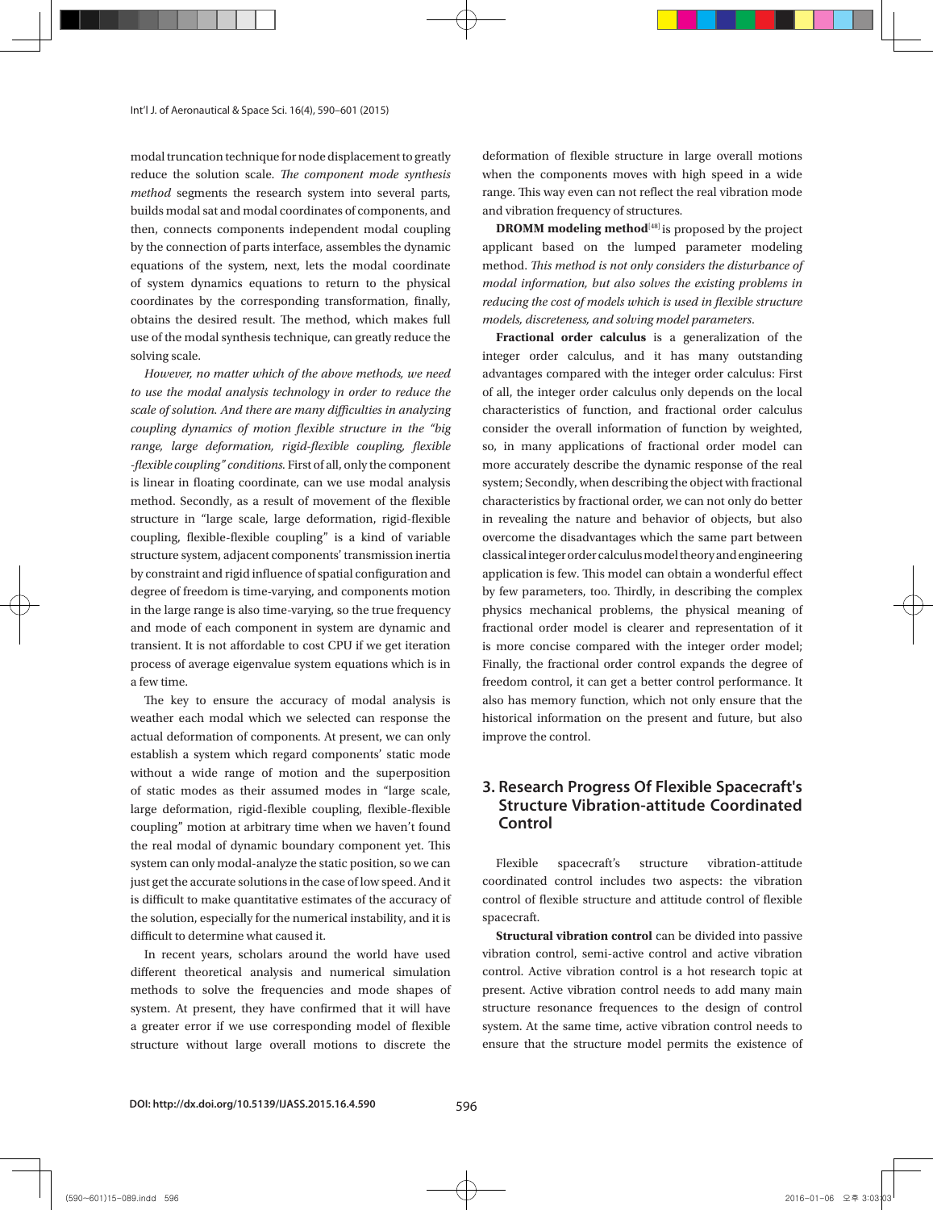modal truncation technique for node displacement to greatly reduce the solution scale. *The component mode synthesis method* segments the research system into several parts, builds modal sat and modal coordinates of components, and then, connects components independent modal coupling by the connection of parts interface, assembles the dynamic equations of the system, next, lets the modal coordinate of system dynamics equations to return to the physical coordinates by the corresponding transformation, finally, obtains the desired result. The method, which makes full use of the modal synthesis technique, can greatly reduce the solving scale.

*However, no matter which of the above methods, we need to use the modal analysis technology in order to reduce the scale of solution. And there are many difficulties in analyzing coupling dynamics of motion flexible structure in the "big range, large deformation, rigid-flexible coupling, flexible -flexible coupling" conditions*. First of all, only the component is linear in floating coordinate, can we use modal analysis method. Secondly, as a result of movement of the flexible structure in "large scale, large deformation, rigid-flexible coupling, flexible-flexible coupling" is a kind of variable structure system, adjacent components' transmission inertia by constraint and rigid influence of spatial configuration and degree of freedom is time-varying, and components motion in the large range is also time-varying, so the true frequency and mode of each component in system are dynamic and transient. It is not affordable to cost CPU if we get iteration process of average eigenvalue system equations which is in a few time.

The key to ensure the accuracy of modal analysis is weather each modal which we selected can response the actual deformation of components. At present, we can only establish a system which regard components' static mode without a wide range of motion and the superposition of static modes as their assumed modes in "large scale, large deformation, rigid-flexible coupling, flexible-flexible coupling" motion at arbitrary time when we haven't found the real modal of dynamic boundary component yet. This system can only modal-analyze the static position, so we can just get the accurate solutions in the case of low speed. And it is difficult to make quantitative estimates of the accuracy of the solution, especially for the numerical instability, and it is difficult to determine what caused it.

In recent years, scholars around the world have used different theoretical analysis and numerical simulation methods to solve the frequencies and mode shapes of system. At present, they have confirmed that it will have a greater error if we use corresponding model of flexible structure without large overall motions to discrete the deformation of flexible structure in large overall motions when the components moves with high speed in a wide range. This way even can not reflect the real vibration mode and vibration frequency of structures.

**DROMM modeling method**[48] is proposed by the project applicant based on the lumped parameter modeling method. *This method is not only considers the disturbance of modal information, but also solves the existing problems in reducing the cost of models which is used in flexible structure models, discreteness, and solving model parameters*.

**Fractional order calculus** is a generalization of the integer order calculus, and it has many outstanding advantages compared with the integer order calculus: First of all, the integer order calculus only depends on the local characteristics of function, and fractional order calculus consider the overall information of function by weighted, so, in many applications of fractional order model can more accurately describe the dynamic response of the real system; Secondly, when describing the object with fractional characteristics by fractional order, we can not only do better in revealing the nature and behavior of objects, but also overcome the disadvantages which the same part between classical integer order calculus model theory and engineering application is few. This model can obtain a wonderful effect by few parameters, too. Thirdly, in describing the complex physics mechanical problems, the physical meaning of fractional order model is clearer and representation of it is more concise compared with the integer order model; Finally, the fractional order control expands the degree of freedom control, it can get a better control performance. It also has memory function, which not only ensure that the historical information on the present and future, but also improve the control.

## 3. Research Progress Of Flexible Spacecraft's Structure Vibration-attitude Coordinated Control

Flexible spacecraft's structure vibration-attitude coordinated control includes two aspects: the vibration control of flexible structure and attitude control of flexible spacecraft.

**Structural vibration control** can be divided into passive vibration control, semi-active control and active vibration control. Active vibration control is a hot research topic at present. Active vibration control needs to add many main structure resonance frequences to the design of control system. At the same time, active vibration control needs to ensure that the structure model permits the existence of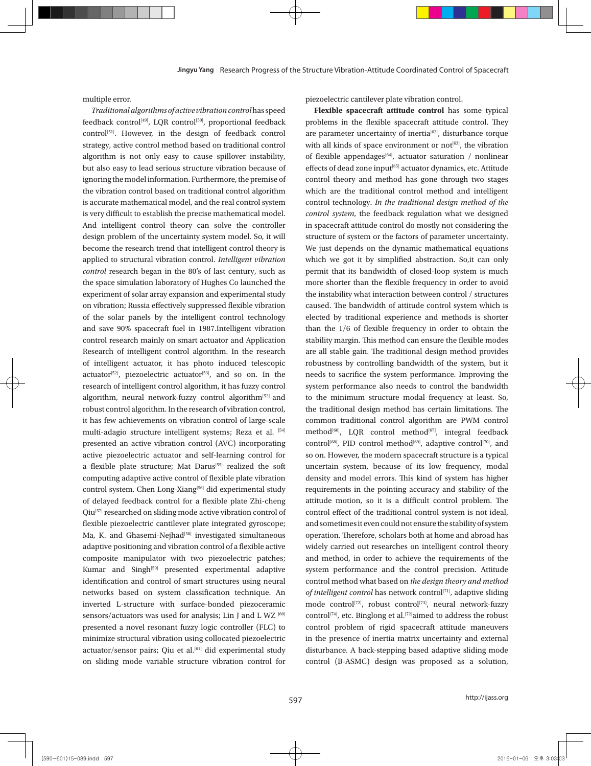multiple error.

*Traditional algorithms of active vibration control* has speed feedback control[49], LQR control[50], proportional feedback control[51]. However, in the design of feedback control strategy, active control method based on traditional control algorithm is not only easy to cause spillover instability, but also easy to lead serious structure vibration because of ignoring the model information. Furthermore, the premise of the vibration control based on traditional control algorithm is accurate mathematical model, and the real control system is very difficult to establish the precise mathematical model. And intelligent control theory can solve the controller design problem of the uncertainty system model. So, it will become the research trend that intelligent control theory is applied to structural vibration control. *Intelligent vibration control* research began in the 80's of last century, such as the space simulation laboratory of Hughes Co launched the experiment of solar array expansion and experimental study on vibration; Russia effectively suppressed flexible vibration of the solar panels by the intelligent control technology and save 90% spacecraft fuel in 1987.Intelligent vibration control research mainly on smart actuator and Application Research of intelligent control algorithm. In the research of intelligent actuator, it has photo induced telescopic actuator[52], piezoelectric actuator[53], and so on. In the research of intelligent control algorithm, it has fuzzy control algorithm, neural network-fuzzy control algorithm[52] and robust control algorithm. In the research of vibration control, it has few achievements on vibration control of large-scale multi-adagio structure intelligent systems; Reza et al. [54] presented an active vibration control (AVC) incorporating active piezoelectric actuator and self-learning control for a flexible plate structure; Mat Darus[55] realized the soft computing adaptive active control of flexible plate vibration control system. Chen Long-Xiang[56] did experimental study of delayed feedback control for a flexible plate Zhi-cheng Qiu[57] researched on sliding mode active vibration control of flexible piezoelectric cantilever plate integrated gyroscope; Ma, K. and Ghasemi-Nejhad[58] investigated simultaneous adaptive positioning and vibration control of a flexible active composite manipulator with two piezoelectric patches; Kumar and Singh[59] presented experimental adaptive identification and control of smart structures using neural networks based on system classification technique. An inverted L-structure with surface-bonded piezoceramic sensors/actuators was used for analysis; Lin J and L WZ [60] presented a novel resonant fuzzy logic controller (FLC) to minimize structural vibration using collocated piezoelectric actuator/sensor pairs; Qiu et al.[61] did experimental study on sliding mode variable structure vibration control for piezoelectric cantilever plate vibration control.

**Flexible spacecraft attitude control** has some typical problems in the flexible spacecraft attitude control. They are parameter uncertainty of inertia[62], disturbance torque with all kinds of space environment or not[63], the vibration of flexible appendages[64], actuator saturation / nonlinear effects of dead zone input[65] actuator dynamics, etc. Attitude control theory and method has gone through two stages which are the traditional control method and intelligent control technology. *In the traditional design method of the control system*, the feedback regulation what we designed in spacecraft attitude control do mostly not considering the structure of system or the factors of parameter uncertainty. We just depends on the dynamic mathematical equations which we got it by simplified abstraction. So,it can only permit that its bandwidth of closed-loop system is much more shorter than the flexible frequency in order to avoid the instability what interaction between control / structures caused. The bandwidth of attitude control system which is elected by traditional experience and methods is shorter than the 1/6 of flexible frequency in order to obtain the stability margin. This method can ensure the flexible modes are all stable gain. The traditional design method provides robustness by controlling bandwidth of the system, but it needs to sacrifice the system performance. Improving the system performance also needs to control the bandwidth to the minimum structure modal frequency at least. So, the traditional design method has certain limitations. The common traditional control algorithm are PWM control method[66], LQR control method[67], integral feedback control[68], PID control method[69], adaptive control[70], and so on. However, the modern spacecraft structure is a typical uncertain system, because of its low frequency, modal density and model errors. This kind of system has higher requirements in the pointing accuracy and stability of the attitude motion, so it is a difficult control problem. The control effect of the traditional control system is not ideal, and sometimes it even could not ensure the stability of system operation. Therefore, scholars both at home and abroad has widely carried out researches on intelligent control theory and method, in order to achieve the requirements of the system performance and the control precision. Attitude control method what based on *the design theory and method of intelligent control* has network control[71], adaptive sliding mode control[72], robust control[73], neural network-fuzzy control[74], etc. Binglong et al.[72]aimed to address the robust control problem of rigid spacecraft attitude maneuvers in the presence of inertia matrix uncertainty and external disturbance. A back-stepping based adaptive sliding mode control (B-ASMC) design was proposed as a solution,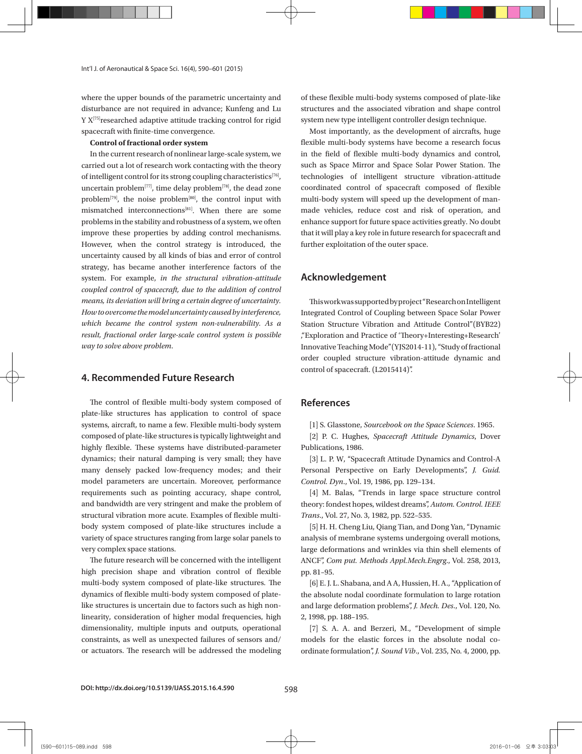where the upper bounds of the parametric uncertainty and disturbance are not required in advance; Kunfeng and Lu Y X[75]researched adaptive attitude tracking control for rigid spacecraft with finite-time convergence.

**Control of fractional order system**

In the current research of nonlinear large-scale system, we carried out a lot of research work contacting with the theory of intelligent control for its strong coupling characteristics[76], uncertain problem[77], time delay problem[78], the dead zone problem[79], the noise problem[80], the control input with mismatched interconnections[81]. When there are some problems in the stability and robustness of a system, we often improve these properties by adding control mechanisms. However, when the control strategy is introduced, the uncertainty caused by all kinds of bias and error of control strategy, has became another interference factors of the system. For example, *in the structural vibration-attitude coupled control of spacecraft, due to the addition of control means, its deviation will bring a certain degree of uncertainty. How to overcome the model uncertainty caused by interference, which became the control system non-vulnerability. As a result, fractional order large-scale control system is possible way to solve above problem.*

## 4. Recommended Future Research

The control of flexible multi-body system composed of plate-like structures has application to control of space systems, aircraft, to name a few. Flexible multi-body system composed of plate-like structures is typically lightweight and highly flexible. These systems have distributed-parameter dynamics; their natural damping is very small; they have many densely packed low-frequency modes; and their model parameters are uncertain. Moreover, performance requirements such as pointing accuracy, shape control, and bandwidth are very stringent and make the problem of structural vibration more acute. Examples of flexible multi-body system composed of plate-like structures include a variety of space structures ranging from large solar panels to very complex space stations.

The future research will be concerned with the intelligent high precision shape and vibration control of flexible multi-body system composed of plate-like structures. The dynamics of flexible multi-body system composed of plate-like structures is uncertain due to factors such as high non-linearity, consideration of higher modal frequencies, high dimensionality, multiple inputs and outputs, operational constraints, as well as unexpected failures of sensors and/or actuators. The research will be addressed the modeling of these flexible multi-body systems composed of plate-like structures and the associated vibration and shape control system new type intelligent controller design technique.

Most importantly, as the development of aircrafts, huge flexible multi-body systems have become a research focus in the field of flexible multi-body dynamics and control, such as Space Mirror and Space Solar Power Station. The technologies of intelligent structure vibration-attitude coordinated control of spacecraft composed of flexible multi-body system will speed up the development of man-made vehicles, reduce cost and risk of operation, and enhance support for future space activities greatly. No doubt that it will play a key role in future research for spacecraft and further exploitation of the outer space.

## Acknowledgement

This work was supported by project "Research on Intelligent Integrated Control of Coupling between Space Solar Power Station Structure Vibration and Attitude Control"(BYB22) ,"Exploration and Practice of 'Theory+Interesting+Research' Innovative Teaching Mode"(YJS2014-11), "Study of fractional order coupled structure vibration-attitude dynamic and control of spacecraft. (L2015414)".

## References

[1] S. Glasstone, *Sourcebook on the Space Sciences*. 1965.

[2] P. C. Hughes, *Spacecraft Attitude Dynamics*, Dover Publications, 1986.

[3] L. P. W, "Spacecraft Attitude Dynamics and Control-A Personal Perspective on Early Developments", *J. Guid. Control. Dyn.*, Vol. 19, 1986, pp. 129–134.

[4] M. Balas, "Trends in large space structure control theory: fondest hopes, wildest dreams", *Autom. Control. IEEE Trans.*, Vol. 27, No. 3, 1982, pp. 522–535.

[5] H. H. Cheng Liu, Qiang Tian, and Dong Yan, "Dynamic analysis of membrane systems undergoing overall motions, large deformations and wrinkles via thin shell elements of ANCF", *Com put. Methods Appl.Mech.Engrg.*, Vol. 258, 2013, pp. 81–95.

[6] E. J. L. Shabana, and A A, Hussien, H. A., "Application of the absolute nodal coordinate formulation to large rotation and large deformation problems", *J. Mech. Des.*, Vol. 120, No. 2, 1998, pp. 188–195.

[7] S. A. A. and Berzeri, M., "Development of simple models for the elastic forces in the absolute nodal co-ordinate formulation", *J. Sound Vib.*, Vol. 235, No. 4, 2000, pp.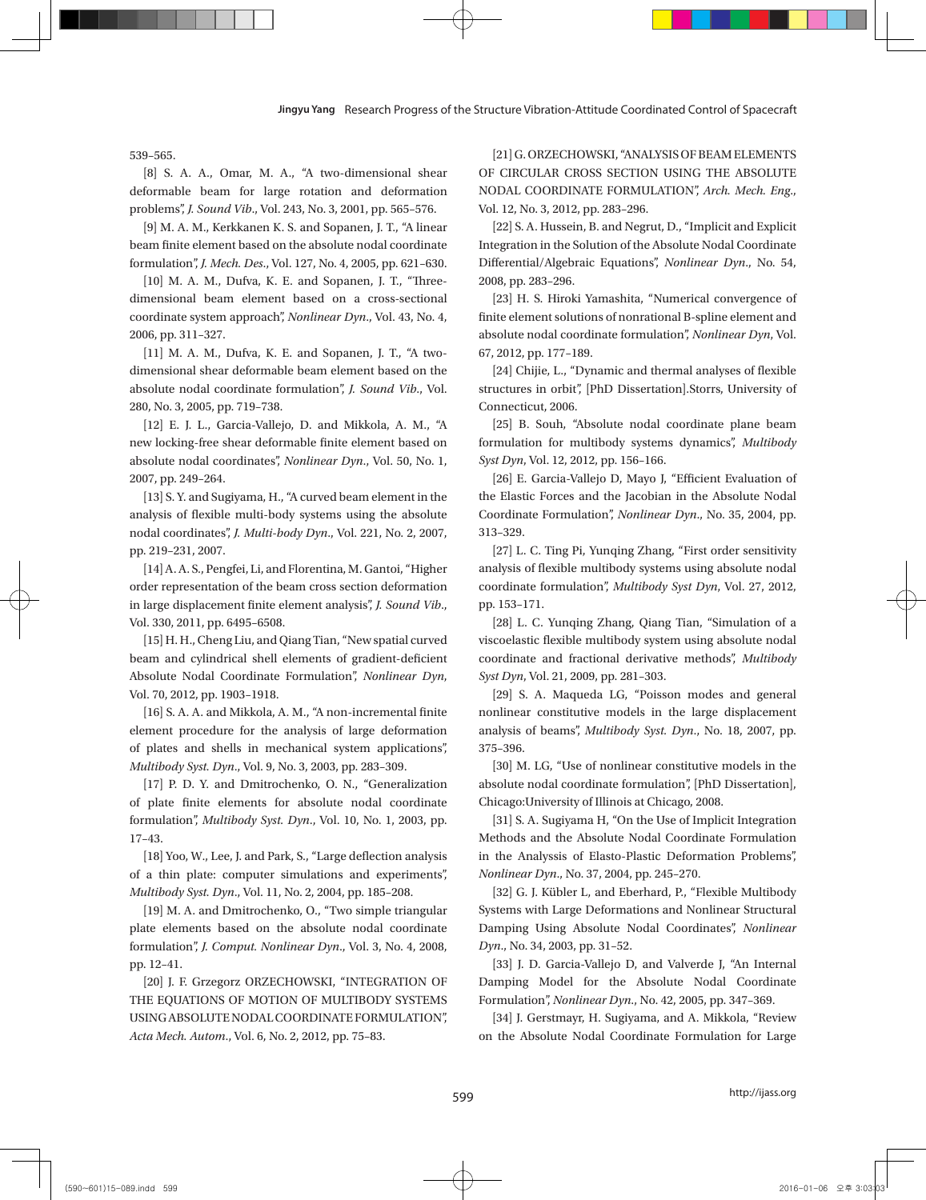539–565.

[8] S. A. A., Omar, M. A., "A two-dimensional shear deformable beam for large rotation and deformation problems", *J. Sound Vib.*, Vol. 243, No. 3, 2001, pp. 565–576.

[9] M. A. M., Kerkkanen K. S. and Sopanen, J. T., "A linear beam finite element based on the absolute nodal coordinate formulation", *J. Mech. Des.*, Vol. 127, No. 4, 2005, pp. 621–630.

[10] M. A. M., Dufva, K. E. and Sopanen, J. T., "Three-dimensional beam element based on a cross-sectional coordinate system approach", *Nonlinear Dyn.*, Vol. 43, No. 4, 2006, pp. 311–327.

[11] M. A. M., Dufva, K. E. and Sopanen, J. T., "A two-dimensional shear deformable beam element based on the absolute nodal coordinate formulation", *J. Sound Vib.*, Vol. 280, No. 3, 2005, pp. 719–738.

[12] E. J. L., Garcia-Vallejo, D. and Mikkola, A. M., "A new locking-free shear deformable finite element based on absolute nodal coordinates", *Nonlinear Dyn.*, Vol. 50, No. 1, 2007, pp. 249–264.

[13] S. Y. and Sugiyama, H., "A curved beam element in the analysis of flexible multi-body systems using the absolute nodal coordinates", *J. Multi-body Dyn.*, Vol. 221, No. 2, 2007, pp. 219–231, 2007.

[14] A. A. S., Pengfei, Li, and Florentina, M. Gantoi, "Higher order representation of the beam cross section deformation in large displacement finite element analysis", *J. Sound Vib.*, Vol. 330, 2011, pp. 6495–6508.

[15] H. H., Cheng Liu, and Qiang Tian, "New spatial curved beam and cylindrical shell elements of gradient-deficient Absolute Nodal Coordinate Formulation", *Nonlinear Dyn*, Vol. 70, 2012, pp. 1903–1918.

[16] S. A. A. and Mikkola, A. M., "A non-incremental finite element procedure for the analysis of large deformation of plates and shells in mechanical system applications", *Multibody Syst. Dyn.*, Vol. 9, No. 3, 2003, pp. 283–309.

[17] P. D. Y. and Dmitrochenko, O. N., "Generalization of plate finite elements for absolute nodal coordinate formulation", *Multibody Syst. Dyn.*, Vol. 10, No. 1, 2003, pp. 17–43.

[18] Yoo, W., Lee, J. and Park, S., "Large deflection analysis of a thin plate: computer simulations and experiments", *Multibody Syst. Dyn.*, Vol. 11, No. 2, 2004, pp. 185–208.

[19] M. A. and Dmitrochenko, O., "Two simple triangular plate elements based on the absolute nodal coordinate formulation", *J. Comput. Nonlinear Dyn.*, Vol. 3, No. 4, 2008, pp. 12–41.

[20] J. F. Grzegorz ORZECHOWSKI, "INTEGRATION OF THE EQUATIONS OF MOTION OF MULTIBODY SYSTEMS USING ABSOLUTE NODAL COORDINATE FORMULATION", *Acta Mech. Autom.*, Vol. 6, No. 2, 2012, pp. 75–83.

[21] G. ORZECHOWSKI, "ANALYSIS OF BEAM ELEMENTS OF CIRCULAR CROSS SECTION USING THE ABSOLUTE NODAL COORDINATE FORMULATION", *Arch. Mech. Eng.*, Vol. 12, No. 3, 2012, pp. 283–296.

[22] S. A. Hussein, B. and Negrut, D., "Implicit and Explicit Integration in the Solution of the Absolute Nodal Coordinate Differential/Algebraic Equations", *Nonlinear Dyn.*, No. 54, 2008, pp. 283–296.

[23] H. S. Hiroki Yamashita, "Numerical convergence of finite element solutions of nonrational B-spline element and absolute nodal coordinate formulation", *Nonlinear Dyn*, Vol. 67, 2012, pp. 177–189.

[24] Chijie, L., "Dynamic and thermal analyses of flexible structures in orbit", [PhD Dissertation].Storrs, University of Connecticut, 2006.

[25] B. Souh, "Absolute nodal coordinate plane beam formulation for multibody systems dynamics", *Multibody Syst Dyn*, Vol. 12, 2012, pp. 156–166.

[26] E. Garcia-Vallejo D, Mayo J, "Efficient Evaluation of the Elastic Forces and the Jacobian in the Absolute Nodal Coordinate Formulation", *Nonlinear Dyn.*, No. 35, 2004, pp. 313–329.

[27] L. C. Ting Pi, Yunqing Zhang, "First order sensitivity analysis of flexible multibody systems using absolute nodal coordinate formulation", *Multibody Syst Dyn*, Vol. 27, 2012, pp. 153–171.

[28] L. C. Yunqing Zhang, Qiang Tian, "Simulation of a viscoelastic flexible multibody system using absolute nodal coordinate and fractional derivative methods", *Multibody Syst Dyn*, Vol. 21, 2009, pp. 281–303.

[29] S. A. Maqueda LG, "Poisson modes and general nonlinear constitutive models in the large displacement analysis of beams", *Multibody Syst. Dyn.*, No. 18, 2007, pp. 375–396.

[30] M. LG, "Use of nonlinear constitutive models in the absolute nodal coordinate formulation", [PhD Dissertation], Chicago:University of Illinois at Chicago, 2008.

[31] S. A. Sugiyama H, "On the Use of Implicit Integration Methods and the Absolute Nodal Coordinate Formulation in the Analyssis of Elasto-Plastic Deformation Problems", *Nonlinear Dyn.*, No. 37, 2004, pp. 245–270.

[32] G. J. Kübler L, and Eberhard, P., "Flexible Multibody Systems with Large Deformations and Nonlinear Structural Damping Using Absolute Nodal Coordinates", *Nonlinear Dyn.*, No. 34, 2003, pp. 31–52.

[33] J. D. Garcia-Vallejo D, and Valverde J, "An Internal Damping Model for the Absolute Nodal Coordinate Formulation", *Nonlinear Dyn.*, No. 42, 2005, pp. 347–369.

[34] J. Gerstmayr, H. Sugiyama, and A. Mikkola, "Review on the Absolute Nodal Coordinate Formulation for Large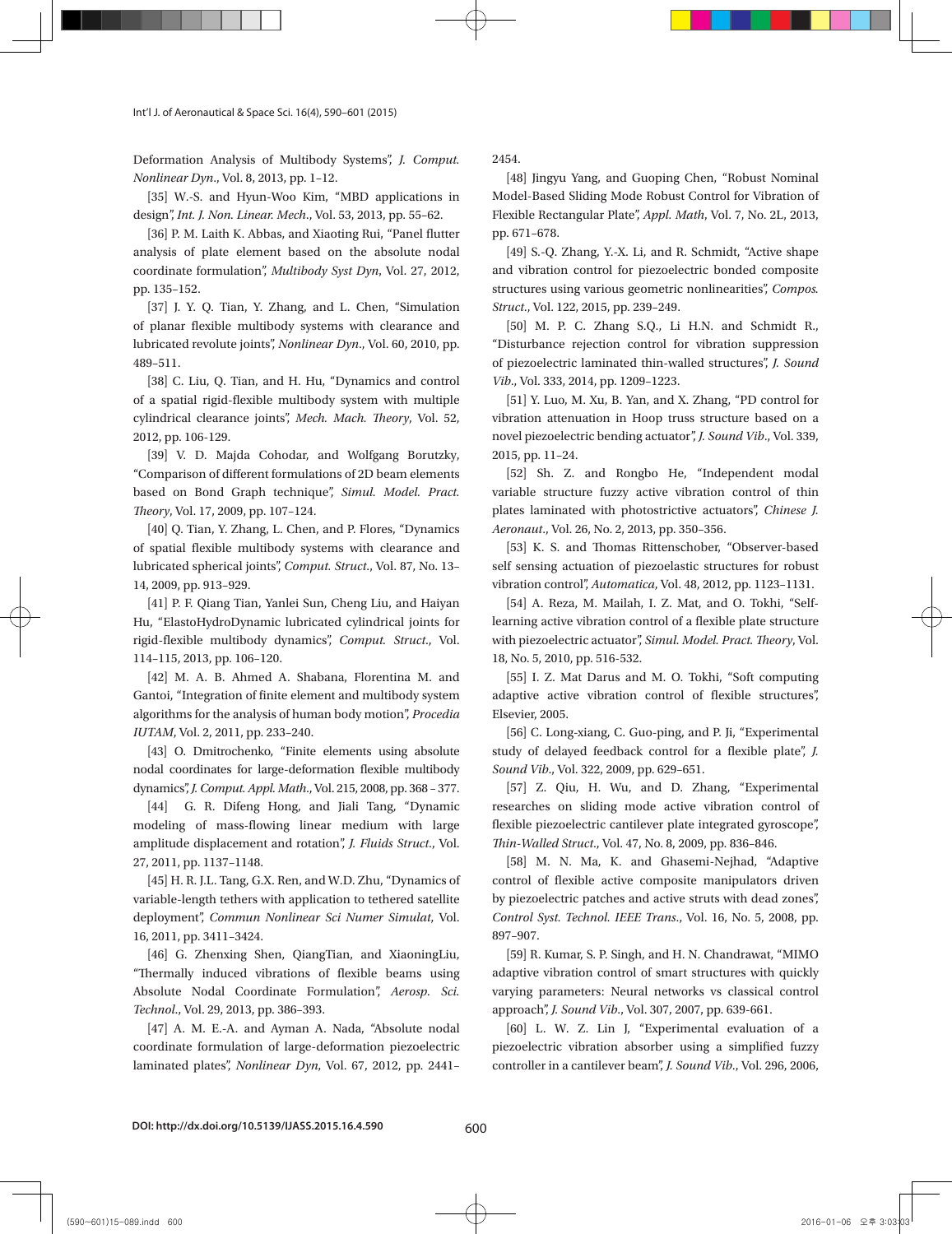Deformation Analysis of Multibody Systems", *J. Comput. Nonlinear Dyn.*, Vol. 8, 2013, pp. 1–12.

[35] W.-S. and Hyun-Woo Kim, "MBD applications in design", *Int. J. Non. Linear. Mech.*, Vol. 53, 2013, pp. 55–62.

[36] P. M. Laith K. Abbas, and Xiaoting Rui, "Panel flutter analysis of plate element based on the absolute nodal coordinate formulation", *Multibody Syst Dyn*, Vol. 27, 2012, pp. 135–152.

[37] J. Y. Q. Tian, Y. Zhang, and L. Chen, "Simulation of planar flexible multibody systems with clearance and lubricated revolute joints", *Nonlinear Dyn.*, Vol. 60, 2010, pp. 489–511.

[38] C. Liu, Q. Tian, and H. Hu, "Dynamics and control of a spatial rigid-flexible multibody system with multiple cylindrical clearance joints", *Mech. Mach. Theory*, Vol. 52, 2012, pp. 106-129.

[39] V. D. Majda Cohodar, and Wolfgang Borutzky, "Comparison of different formulations of 2D beam elements based on Bond Graph technique", *Simul. Model. Pract. Theory*, Vol. 17, 2009, pp. 107–124.

[40] Q. Tian, Y. Zhang, L. Chen, and P. Flores, "Dynamics of spatial flexible multibody systems with clearance and lubricated spherical joints", *Comput. Struct.*, Vol. 87, No. 13–14, 2009, pp. 913–929.

[41] P. F. Qiang Tian, Yanlei Sun, Cheng Liu, and Haiyan Hu, "ElastoHydroDynamic lubricated cylindrical joints for rigid-flexible multibody dynamics", *Comput. Struct.*, Vol. 114–115, 2013, pp. 106–120.

[42] M. A. B. Ahmed A. Shabana, Florentina M. and Gantoi, "Integration of finite element and multibody system algorithms for the analysis of human body motion", *Procedia IUTAM*, Vol. 2, 2011, pp. 233–240.

[43] O. Dmitrochenko, "Finite elements using absolute nodal coordinates for large-deformation flexible multibody dynamics", *J. Comput. Appl. Math.*, Vol. 215, 2008, pp. 368 – 377.

[44] G. R. Difeng Hong, and Jiali Tang, "Dynamic modeling of mass-flowing linear medium with large amplitude displacement and rotation", *J. Fluids Struct.*, Vol. 27, 2011, pp. 1137–1148.

[45] H. R. J.L. Tang, G.X. Ren, and W.D. Zhu, "Dynamics of variable-length tethers with application to tethered satellite deployment", *Commun Nonlinear Sci Numer Simulat*, Vol. 16, 2011, pp. 3411–3424.

[46] G. Zhenxing Shen, QiangTian, and XiaoningLiu, "Thermally induced vibrations of flexible beams using Absolute Nodal Coordinate Formulation", *Aerosp. Sci. Technol.*, Vol. 29, 2013, pp. 386–393.

[47] A. M. E.-A. and Ayman A. Nada, "Absolute nodal coordinate formulation of large-deformation piezoelectric laminated plates", *Nonlinear Dyn*, Vol. 67, 2012, pp. 2441–2454.

[48] Jingyu Yang, and Guoping Chen, "Robust Nominal Model-Based Sliding Mode Robust Control for Vibration of Flexible Rectangular Plate", *Appl. Math*, Vol. 7, No. 2L, 2013, pp. 671–678.

[49] S.-Q. Zhang, Y.-X. Li, and R. Schmidt, "Active shape and vibration control for piezoelectric bonded composite structures using various geometric nonlinearities", *Compos. Struct.*, Vol. 122, 2015, pp. 239–249.

[50] M. P. C. Zhang S.Q., Li H.N. and Schmidt R., "Disturbance rejection control for vibration suppression of piezoelectric laminated thin-walled structures", *J. Sound Vib.*, Vol. 333, 2014, pp. 1209–1223.

[51] Y. Luo, M. Xu, B. Yan, and X. Zhang, "PD control for vibration attenuation in Hoop truss structure based on a novel piezoelectric bending actuator", *J. Sound Vib.*, Vol. 339, 2015, pp. 11–24.

[52] Sh. Z. and Rongbo He, "Independent modal variable structure fuzzy active vibration control of thin plates laminated with photostrictive actuators", *Chinese J. Aeronaut.*, Vol. 26, No. 2, 2013, pp. 350–356.

[53] K. S. and Thomas Rittenschober, "Observer-based self sensing actuation of piezoelastic structures for robust vibration control", *Automatica*, Vol. 48, 2012, pp. 1123–1131.

[54] A. Reza, M. Mailah, I. Z. Mat, and O. Tokhi, "Self-learning active vibration control of a flexible plate structure with piezoelectric actuator", *Simul. Model. Pract. Theory*, Vol. 18, No. 5, 2010, pp. 516-532.

[55] I. Z. Mat Darus and M. O. Tokhi, "Soft computing adaptive active vibration control of flexible structures", Elsevier, 2005.

[56] C. Long-xiang, C. Guo-ping, and P. Ji, "Experimental study of delayed feedback control for a flexible plate", *J. Sound Vib.*, Vol. 322, 2009, pp. 629–651.

[57] Z. Qiu, H. Wu, and D. Zhang, "Experimental researches on sliding mode active vibration control of flexible piezoelectric cantilever plate integrated gyroscope", *Thin-Walled Struct.*, Vol. 47, No. 8, 2009, pp. 836–846.

[58] M. N. Ma, K. and Ghasemi-Nejhad, "Adaptive control of flexible active composite manipulators driven by piezoelectric patches and active struts with dead zones", *Control Syst. Technol. IEEE Trans.*, Vol. 16, No. 5, 2008, pp. 897–907.

[59] R. Kumar, S. P. Singh, and H. N. Chandrawat, "MIMO adaptive vibration control of smart structures with quickly varying parameters: Neural networks vs classical control approach", *J. Sound Vib.*, Vol. 307, 2007, pp. 639-661.

[60] L. W. Z. Lin J, "Experimental evaluation of a piezoelectric vibration absorber using a simplified fuzzy controller in a cantilever beam", *J. Sound Vib.*, Vol. 296, 2006,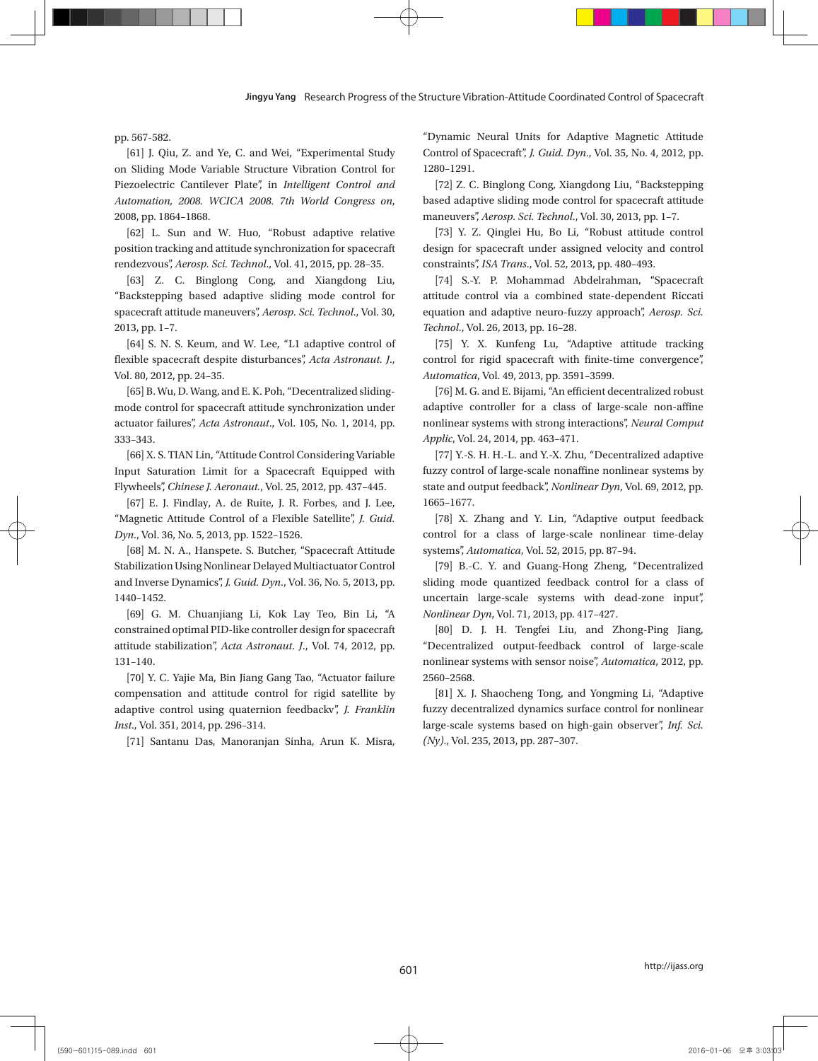pp. 567-582.

[61] J. Qiu, Z. and Ye, C. and Wei, "Experimental Study on Sliding Mode Variable Structure Vibration Control for Piezoelectric Cantilever Plate", in *Intelligent Control and Automation, 2008. WCICA 2008. 7th World Congress on*, 2008, pp. 1864–1868.

[62] L. Sun and W. Huo, "Robust adaptive relative position tracking and attitude synchronization for spacecraft rendezvous", *Aerosp. Sci. Technol.*, Vol. 41, 2015, pp. 28–35.

[63] Z. C. Binglong Cong, and Xiangdong Liu, "Backstepping based adaptive sliding mode control for spacecraft attitude maneuvers", *Aerosp. Sci. Technol.*, Vol. 30, 2013, pp. 1–7.

[64] S. N. S. Keum, and W. Lee, "L1 adaptive control of flexible spacecraft despite disturbances", *Acta Astronaut. J.*, Vol. 80, 2012, pp. 24–35.

[65] B. Wu, D. Wang, and E. K. Poh, "Decentralized sliding-mode control for spacecraft attitude synchronization under actuator failures", *Acta Astronaut.*, Vol. 105, No. 1, 2014, pp. 333–343.

[66] X. S. TIAN Lin, "Attitude Control Considering Variable Input Saturation Limit for a Spacecraft Equipped with Flywheels", *Chinese J. Aeronaut.*, Vol. 25, 2012, pp. 437–445.

[67] E. J. Findlay, A. de Ruite, J. R. Forbes, and J. Lee, "Magnetic Attitude Control of a Flexible Satellite", *J. Guid. Dyn.*, Vol. 36, No. 5, 2013, pp. 1522–1526.

[68] M. N. A., Hanspete. S. Butcher, "Spacecraft Attitude Stabilization Using Nonlinear Delayed Multiactuator Control and Inverse Dynamics", *J. Guid. Dyn.*, Vol. 36, No. 5, 2013, pp. 1440–1452.

[69] G. M. Chuanjiang Li, Kok Lay Teo, Bin Li, "A constrained optimal PID-like controller design for spacecraft attitude stabilization", *Acta Astronaut. J.*, Vol. 74, 2012, pp. 131–140.

[70] Y. C. Yajie Ma, Bin Jiang Gang Tao, "Actuator failure compensation and attitude control for rigid satellite by adaptive control using quaternion feedbackv", *J. Franklin Inst.*, Vol. 351, 2014, pp. 296–314.

[71] Santanu Das, Manoranjan Sinha, Arun K. Misra, "Dynamic Neural Units for Adaptive Magnetic Attitude Control of Spacecraft", *J. Guid. Dyn.*, Vol. 35, No. 4, 2012, pp. 1280–1291.

[72] Z. C. Binglong Cong, Xiangdong Liu, "Backstepping based adaptive sliding mode control for spacecraft attitude maneuvers", *Aerosp. Sci. Technol.*, Vol. 30, 2013, pp. 1–7.

[73] Y. Z. Qinglei Hu, Bo Li, "Robust attitude control design for spacecraft under assigned velocity and control constraints", *ISA Trans.*, Vol. 52, 2013, pp. 480–493.

[74] S.-Y. P. Mohammad Abdelrahman, "Spacecraft attitude control via a combined state-dependent Riccati equation and adaptive neuro-fuzzy approach", *Aerosp. Sci. Technol.*, Vol. 26, 2013, pp. 16–28.

[75] Y. X. Kunfeng Lu, "Adaptive attitude tracking control for rigid spacecraft with finite-time convergence", *Automatica*, Vol. 49, 2013, pp. 3591–3599.

[76] M. G. and E. Bijami, "An efficient decentralized robust adaptive controller for a class of large-scale non-affine nonlinear systems with strong interactions", *Neural Comput Applic*, Vol. 24, 2014, pp. 463–471.

[77] Y.-S. H. H.-L. and Y.-X. Zhu, "Decentralized adaptive fuzzy control of large-scale nonaffine nonlinear systems by state and output feedback", *Nonlinear Dyn*, Vol. 69, 2012, pp. 1665–1677.

[78] X. Zhang and Y. Lin, "Adaptive output feedback control for a class of large-scale nonlinear time-delay systems", *Automatica*, Vol. 52, 2015, pp. 87–94.

[79] B.-C. Y. and Guang-Hong Zheng, "Decentralized sliding mode quantized feedback control for a class of uncertain large-scale systems with dead-zone input", *Nonlinear Dyn*, Vol. 71, 2013, pp. 417–427.

[80] D. J. H. Tengfei Liu, and Zhong-Ping Jiang, "Decentralized output-feedback control of large-scale nonlinear systems with sensor noise", *Automatica*, 2012, pp. 2560–2568.

[81] X. J. Shaocheng Tong, and Yongming Li, "Adaptive fuzzy decentralized dynamics surface control for nonlinear large-scale systems based on high-gain observer", *Inf. Sci. (Ny).*, Vol. 235, 2013, pp. 287–307.